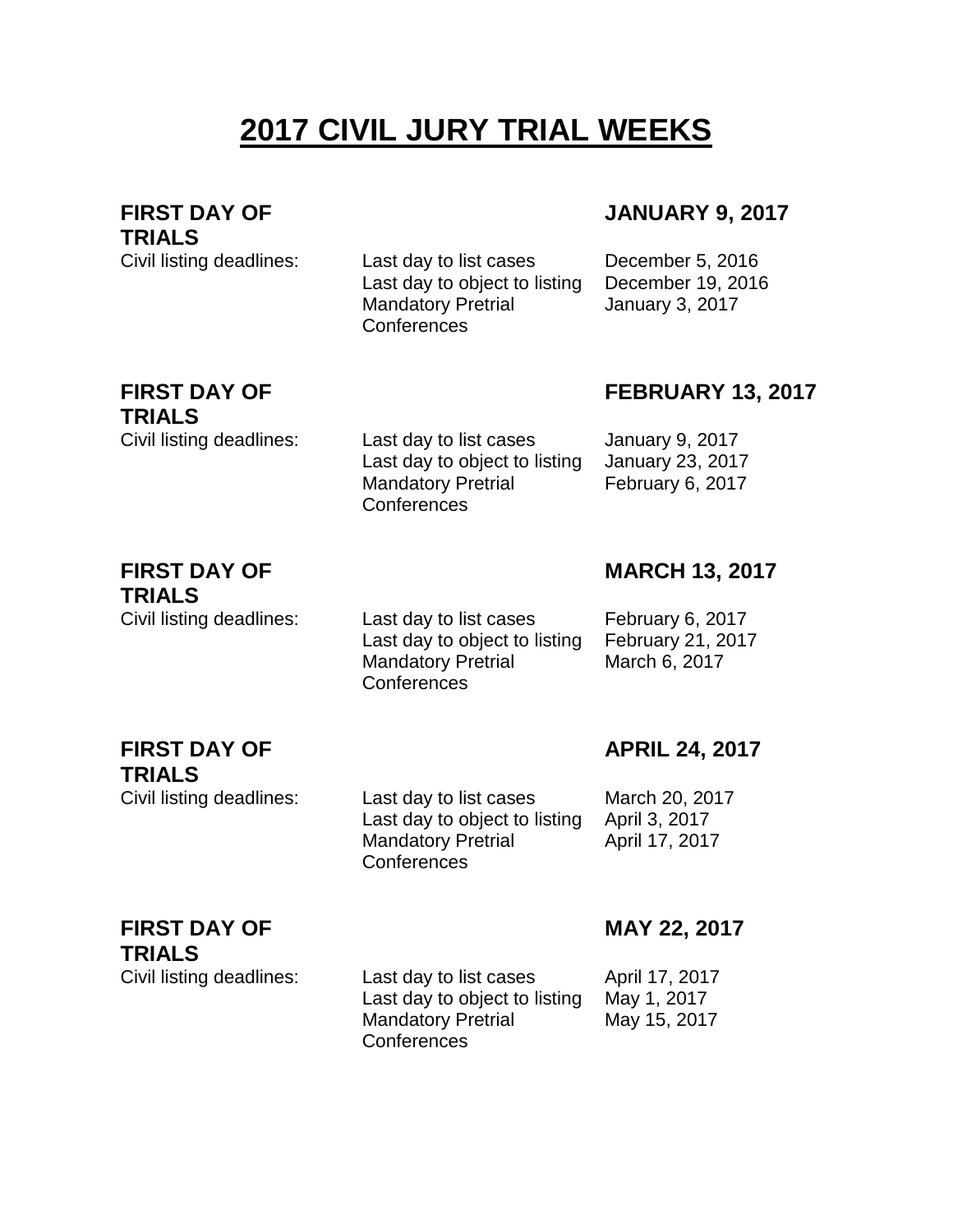# 2017 CIVIL JURY TRIAL WEEKS

**FIRST DAY OF TRIALS** **JANUARY 9, 2017**

| Civil listing deadlines: | | |
|---|---|---|
| | Last day to list cases | December 5, 2016 |
| | Last day to object to listing | December 19, 2016 |
| | Mandatory Pretrial Conferences | January 3, 2017 |

**FIRST DAY OF TRIALS** **FEBRUARY 13, 2017**

| Civil listing deadlines: | | |
|---|---|---|
| | Last day to list cases | January 9, 2017 |
| | Last day to object to listing | January 23, 2017 |
| | Mandatory Pretrial Conferences | February 6, 2017 |

**FIRST DAY OF TRIALS** **MARCH 13, 2017**

| Civil listing deadlines: | | |
|---|---|---|
| | Last day to list cases | February 6, 2017 |
| | Last day to object to listing | February 21, 2017 |
| | Mandatory Pretrial Conferences | March 6, 2017 |

**FIRST DAY OF TRIALS** **APRIL 24, 2017**

| Civil listing deadlines: | | |
|---|---|---|
| | Last day to list cases | March 20, 2017 |
| | Last day to object to listing | April 3, 2017 |
| | Mandatory Pretrial Conferences | April 17, 2017 |

**FIRST DAY OF TRIALS** **MAY 22, 2017**

| Civil listing deadlines: | | |
|---|---|---|
| | Last day to list cases | April 17, 2017 |
| | Last day to object to listing | May 1, 2017 |
| | Mandatory Pretrial Conferences | May 15, 2017 |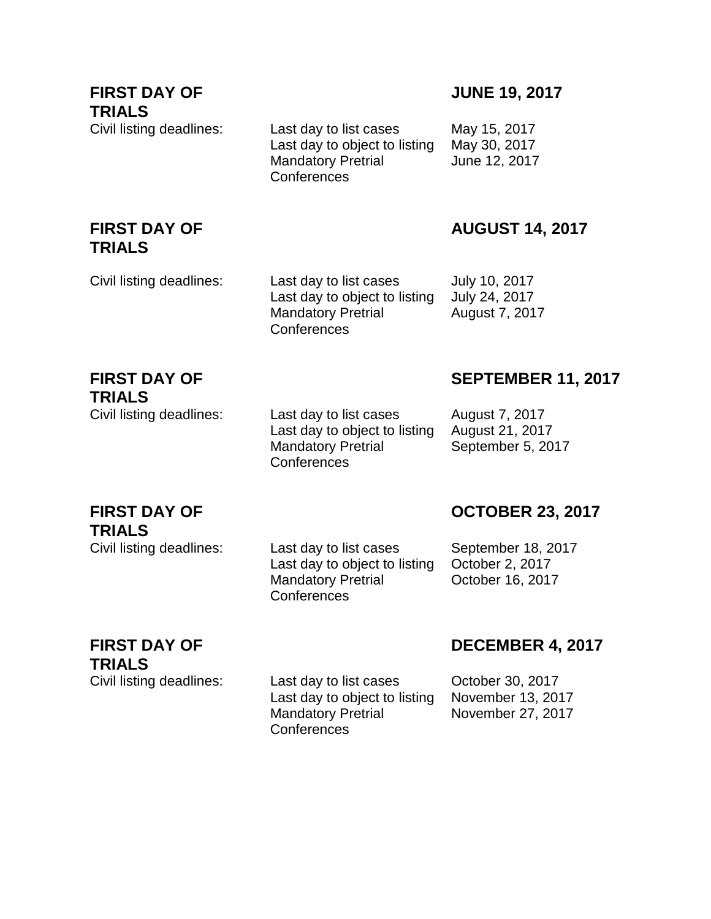**FIRST DAY OF TRIALS** **JUNE 19, 2017**

| | | |
|---|---|---|
| Civil listing deadlines: | Last day to list cases | May 15, 2017 |
| | Last day to object to listing | May 30, 2017 |
| | Mandatory Pretrial Conferences | June 12, 2017 |

**FIRST DAY OF TRIALS** **AUGUST 14, 2017**

| | | |
|---|---|---|
| Civil listing deadlines: | Last day to list cases | July 10, 2017 |
| | Last day to object to listing | July 24, 2017 |
| | Mandatory Pretrial Conferences | August 7, 2017 |

**FIRST DAY OF TRIALS** **SEPTEMBER 11, 2017**

| | | |
|---|---|---|
| Civil listing deadlines: | Last day to list cases | August 7, 2017 |
| | Last day to object to listing | August 21, 2017 |
| | Mandatory Pretrial Conferences | September 5, 2017 |

**FIRST DAY OF TRIALS** **OCTOBER 23, 2017**

| | | |
|---|---|---|
| Civil listing deadlines: | Last day to list cases | September 18, 2017 |
| | Last day to object to listing | October 2, 2017 |
| | Mandatory Pretrial Conferences | October 16, 2017 |

**FIRST DAY OF TRIALS** **DECEMBER 4, 2017**

| | | |
|---|---|---|
| Civil listing deadlines: | Last day to list cases | October 30, 2017 |
| | Last day to object to listing | November 13, 2017 |
| | Mandatory Pretrial Conferences | November 27, 2017 |